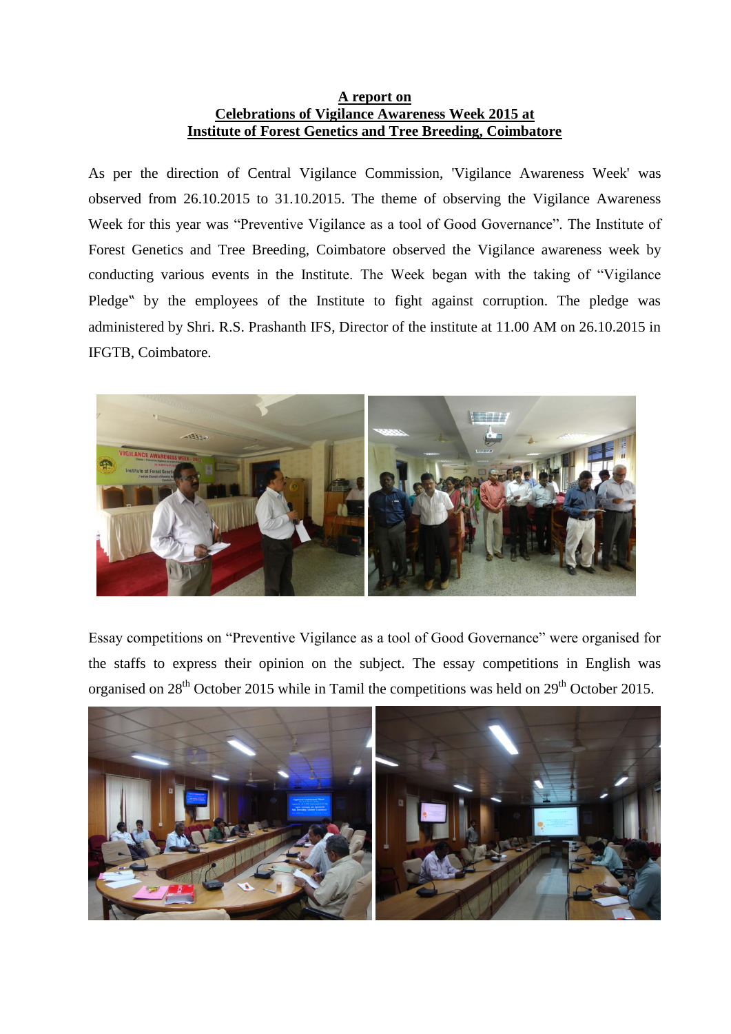**A report on**
**Celebrations of Vigilance Awareness Week 2015 at**
**Institute of Forest Genetics and Tree Breeding, Coimbatore**

As per the direction of Central Vigilance Commission, 'Vigilance Awareness Week' was observed from 26.10.2015 to 31.10.2015. The theme of observing the Vigilance Awareness Week for this year was “Preventive Vigilance as a tool of Good Governance”. The Institute of Forest Genetics and Tree Breeding, Coimbatore observed the Vigilance awareness week by conducting various events in the Institute. The Week began with the taking of “Vigilance Pledge‟ by the employees of the Institute to fight against corruption. The pledge was administered by Shri. R.S. Prashanth IFS, Director of the institute at 11.00 AM on 26.10.2015 in IFGTB, Coimbatore.

Essay competitions on “Preventive Vigilance as a tool of Good Governance” were organised for the staffs to express their opinion on the subject. The essay competitions in English was organised on 28th October 2015 while in Tamil the competitions was held on 29th October 2015.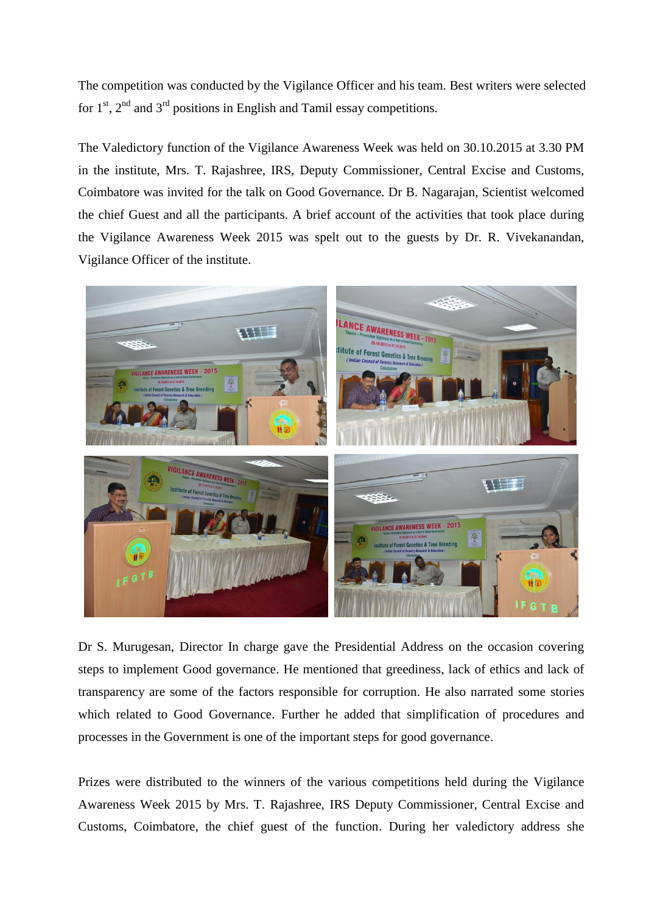The competition was conducted by the Vigilance Officer and his team. Best writers were selected for 1st, 2nd and 3rd positions in English and Tamil essay competitions.

The Valedictory function of the Vigilance Awareness Week was held on 30.10.2015 at 3.30 PM in the institute, Mrs. T. Rajashree, IRS, Deputy Commissioner, Central Excise and Customs, Coimbatore was invited for the talk on Good Governance. Dr B. Nagarajan, Scientist welcomed the chief Guest and all the participants. A brief account of the activities that took place during the Vigilance Awareness Week 2015 was spelt out to the guests by Dr. R. Vivekanandan, Vigilance Officer of the institute.

Dr S. Murugesan, Director In charge gave the Presidential Address on the occasion covering steps to implement Good governance. He mentioned that greediness, lack of ethics and lack of transparency are some of the factors responsible for corruption. He also narrated some stories which related to Good Governance. Further he added that simplification of procedures and processes in the Government is one of the important steps for good governance.

Prizes were distributed to the winners of the various competitions held during the Vigilance Awareness Week 2015 by Mrs. T. Rajashree, IRS Deputy Commissioner, Central Excise and Customs, Coimbatore, the chief guest of the function. During her valedictory address she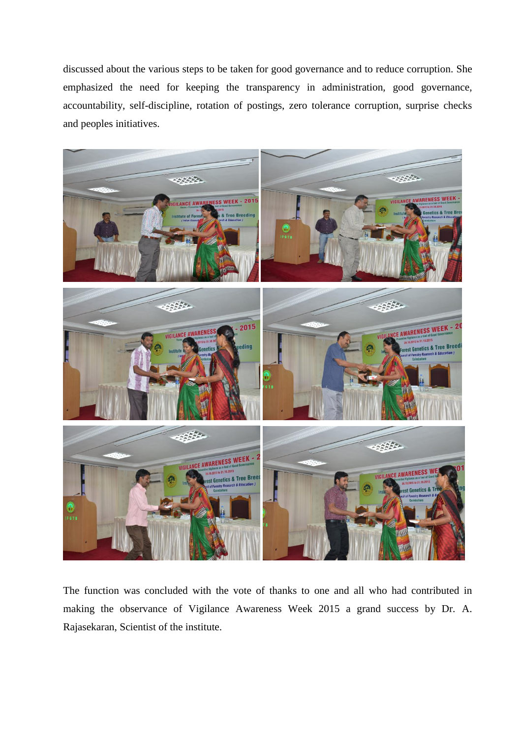discussed about the various steps to be taken for good governance and to reduce corruption. She emphasized the need for keeping the transparency in administration, good governance, accountability, self-discipline, rotation of postings, zero tolerance corruption, surprise checks and peoples initiatives.

The function was concluded with the vote of thanks to one and all who had contributed in making the observance of Vigilance Awareness Week 2015 a grand success by Dr. A. Rajasekaran, Scientist of the institute.